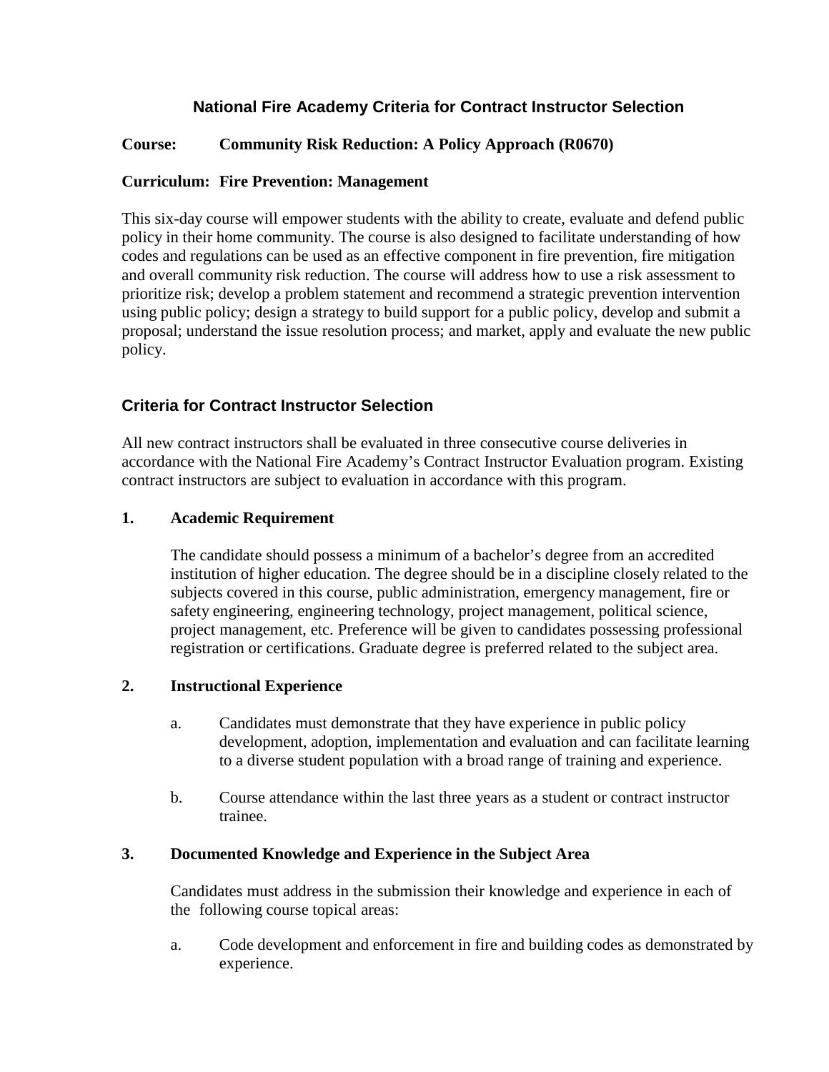# National Fire Academy Criteria for Contract Instructor Selection

**Course: Community Risk Reduction: A Policy Approach (R0670)**

**Curriculum: Fire Prevention: Management**

This six-day course will empower students with the ability to create, evaluate and defend public policy in their home community. The course is also designed to facilitate understanding of how codes and regulations can be used as an effective component in fire prevention, fire mitigation and overall community risk reduction. The course will address how to use a risk assessment to prioritize risk; develop a problem statement and recommend a strategic prevention intervention using public policy; design a strategy to build support for a public policy, develop and submit a proposal; understand the issue resolution process; and market, apply and evaluate the new public policy.

## Criteria for Contract Instructor Selection

All new contract instructors shall be evaluated in three consecutive course deliveries in accordance with the National Fire Academy's Contract Instructor Evaluation program. Existing contract instructors are subject to evaluation in accordance with this program.

### 1. Academic Requirement

The candidate should possess a minimum of a bachelor's degree from an accredited institution of higher education. The degree should be in a discipline closely related to the subjects covered in this course, public administration, emergency management, fire or safety engineering, engineering technology, project management, political science, project management, etc. Preference will be given to candidates possessing professional registration or certifications. Graduate degree is preferred related to the subject area.

### 2. Instructional Experience

a. Candidates must demonstrate that they have experience in public policy development, adoption, implementation and evaluation and can facilitate learning to a diverse student population with a broad range of training and experience.

b. Course attendance within the last three years as a student or contract instructor trainee.

### 3. Documented Knowledge and Experience in the Subject Area

Candidates must address in the submission their knowledge and experience in each of the following course topical areas:

a. Code development and enforcement in fire and building codes as demonstrated by experience.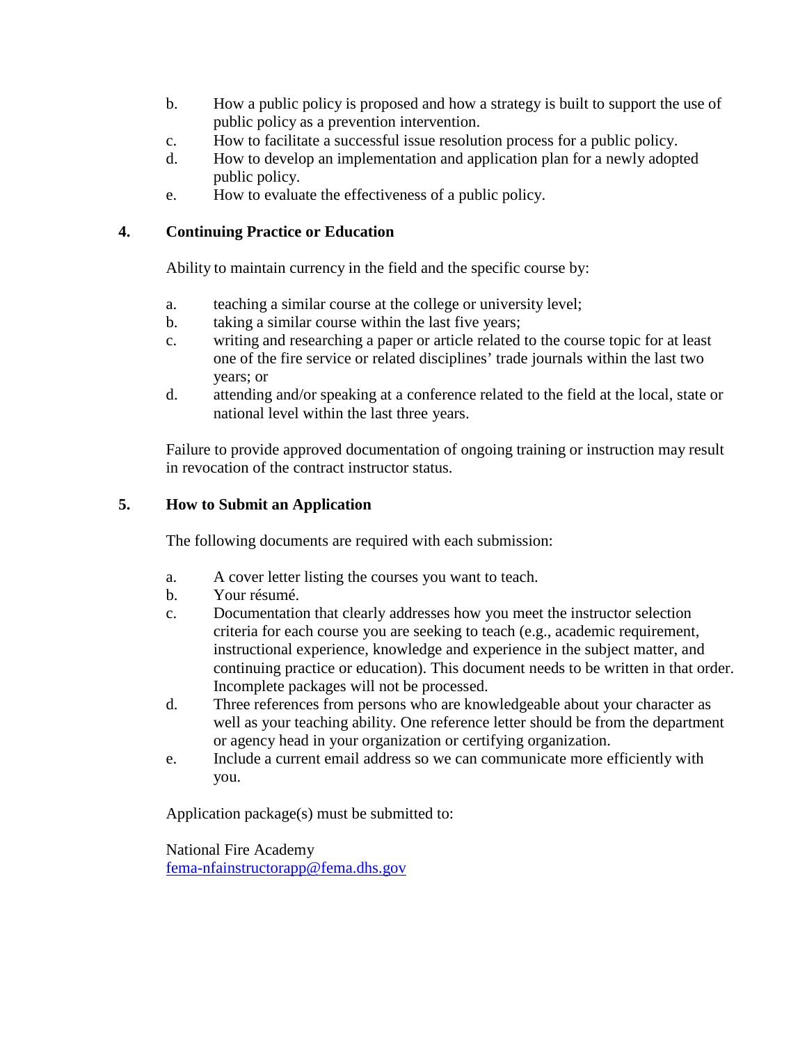b. How a public policy is proposed and how a strategy is built to support the use of public policy as a prevention intervention.
c. How to facilitate a successful issue resolution process for a public policy.
d. How to develop an implementation and application plan for a newly adopted public policy.
e. How to evaluate the effectiveness of a public policy.

## 4. Continuing Practice or Education

Ability to maintain currency in the field and the specific course by:

a. teaching a similar course at the college or university level;
b. taking a similar course within the last five years;
c. writing and researching a paper or article related to the course topic for at least one of the fire service or related disciplines' trade journals within the last two years; or
d. attending and/or speaking at a conference related to the field at the local, state or national level within the last three years.

Failure to provide approved documentation of ongoing training or instruction may result in revocation of the contract instructor status.

## 5. How to Submit an Application

The following documents are required with each submission:

a. A cover letter listing the courses you want to teach.
b. Your résumé.
c. Documentation that clearly addresses how you meet the instructor selection criteria for each course you are seeking to teach (e.g., academic requirement, instructional experience, knowledge and experience in the subject matter, and continuing practice or education). This document needs to be written in that order. Incomplete packages will not be processed.
d. Three references from persons who are knowledgeable about your character as well as your teaching ability. One reference letter should be from the department or agency head in your organization or certifying organization.
e. Include a current email address so we can communicate more efficiently with you.

Application package(s) must be submitted to:

National Fire Academy
fema-nfainstructorapp@fema.dhs.gov